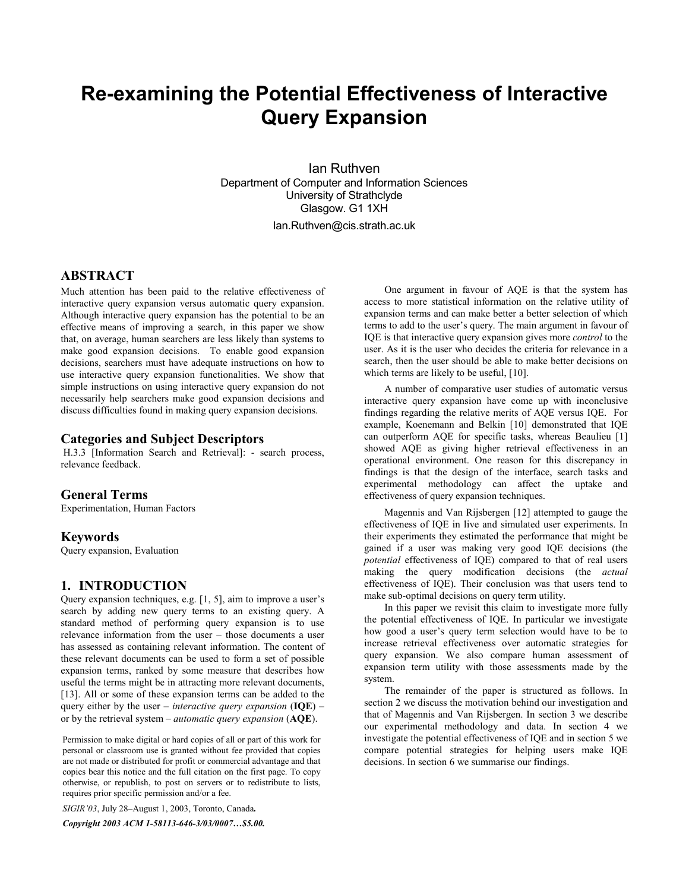# Re-examining the Potential Effectiveness of Interactive Query Expansion

Ian Ruthven
Department of Computer and Information Sciences
University of Strathclyde
Glasgow. G1 1XH
Ian.Ruthven@cis.strath.ac.uk

## ABSTRACT

Much attention has been paid to the relative effectiveness of interactive query expansion versus automatic query expansion. Although interactive query expansion has the potential to be an effective means of improving a search, in this paper we show that, on average, human searchers are less likely than systems to make good expansion decisions. To enable good expansion decisions, searchers must have adequate instructions on how to use interactive query expansion functionalities. We show that simple instructions on using interactive query expansion do not necessarily help searchers make good expansion decisions and discuss difficulties found in making query expansion decisions.

## Categories and Subject Descriptors

H.3.3 [Information Search and Retrieval]: - search process, relevance feedback.

## General Terms

Experimentation, Human Factors

## Keywords

Query expansion, Evaluation

## 1. INTRODUCTION

Query expansion techniques, e.g. [1, 5], aim to improve a user's search by adding new query terms to an existing query. A standard method of performing query expansion is to use relevance information from the user – those documents a user has assessed as containing relevant information. The content of these relevant documents can be used to form a set of possible expansion terms, ranked by some measure that describes how useful the terms might be in attracting more relevant documents, [13]. All or some of these expansion terms can be added to the query either by the user – *interactive query expansion* (**IQE**) – or by the retrieval system – *automatic query expansion* (**AQE**).

Permission to make digital or hard copies of all or part of this work for personal or classroom use is granted without fee provided that copies are not made or distributed for profit or commercial advantage and that copies bear this notice and the full citation on the first page. To copy otherwise, or republish, to post on servers or to redistribute to lists, requires prior specific permission and/or a fee.

*SIGIR'03*, July 28–August 1, 2003, Toronto, Canada.

***Copyright 2003 ACM 1-58113-646-3/03/0007…$5.00.***

One argument in favour of AQE is that the system has access to more statistical information on the relative utility of expansion terms and can make better a better selection of which terms to add to the user's query. The main argument in favour of IQE is that interactive query expansion gives more *control* to the user. As it is the user who decides the criteria for relevance in a search, then the user should be able to make better decisions on which terms are likely to be useful, [10].

A number of comparative user studies of automatic versus interactive query expansion have come up with inconclusive findings regarding the relative merits of AQE versus IQE. For example, Koenemann and Belkin [10] demonstrated that IQE can outperform AQE for specific tasks, whereas Beaulieu [1] showed AQE as giving higher retrieval effectiveness in an operational environment. One reason for this discrepancy in findings is that the design of the interface, search tasks and experimental methodology can affect the uptake and effectiveness of query expansion techniques.

Magennis and Van Rijsbergen [12] attempted to gauge the effectiveness of IQE in live and simulated user experiments. In their experiments they estimated the performance that might be gained if a user was making very good IQE decisions (the *potential* effectiveness of IQE) compared to that of real users making the query modification decisions (the *actual* effectiveness of IQE). Their conclusion was that users tend to make sub-optimal decisions on query term utility.

In this paper we revisit this claim to investigate more fully the potential effectiveness of IQE. In particular we investigate how good a user's query term selection would have to be to increase retrieval effectiveness over automatic strategies for query expansion. We also compare human assessment of expansion term utility with those assessments made by the system.

The remainder of the paper is structured as follows. In section 2 we discuss the motivation behind our investigation and that of Magennis and Van Rijsbergen. In section 3 we describe our experimental methodology and data. In section 4 we investigate the potential effectiveness of IQE and in section 5 we compare potential strategies for helping users make IQE decisions. In section 6 we summarise our findings.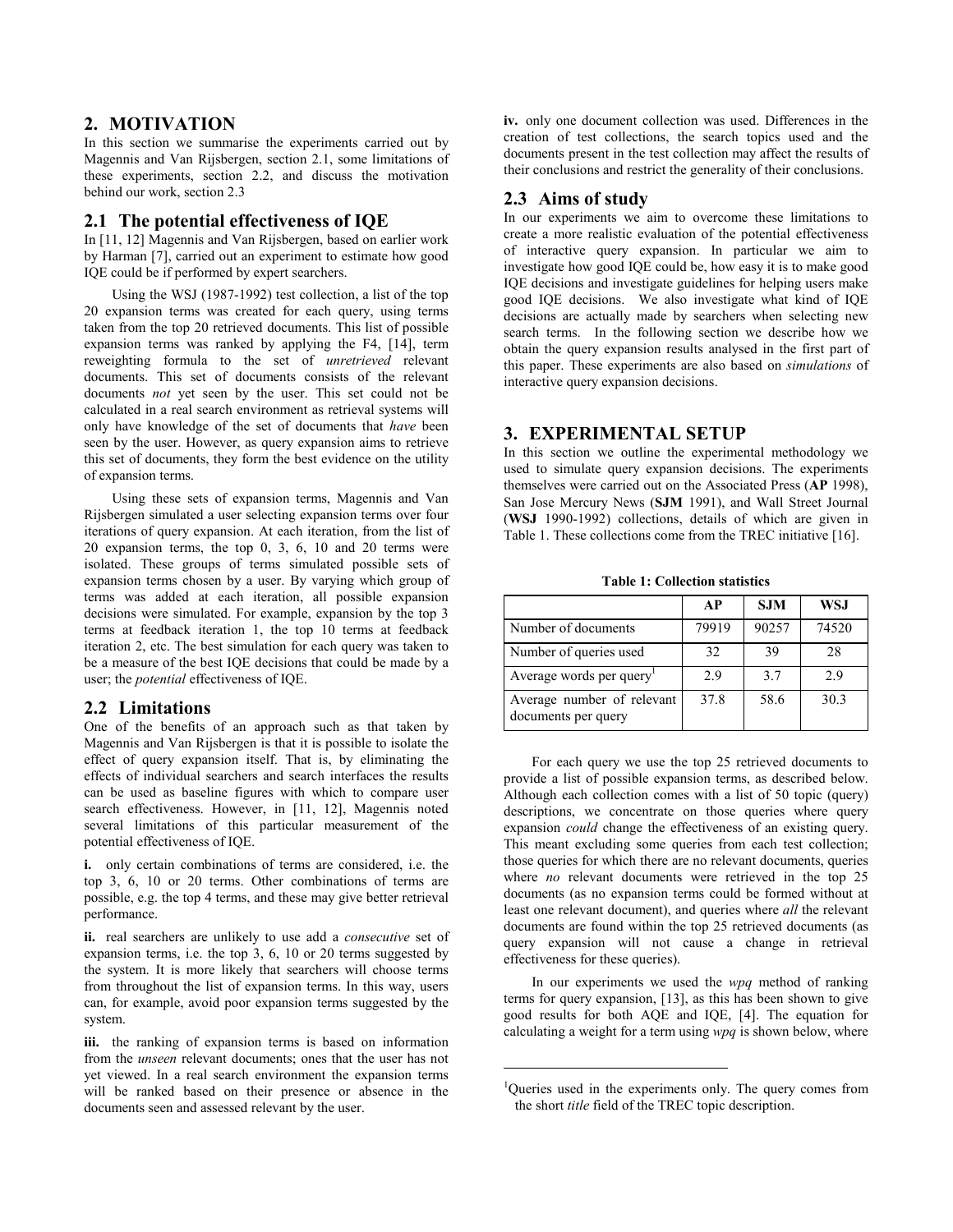## 2. MOTIVATION

In this section we summarise the experiments carried out by Magennis and Van Rijsbergen, section 2.1, some limitations of these experiments, section 2.2, and discuss the motivation behind our work, section 2.3

### 2.1 The potential effectiveness of IQE

In [11, 12] Magennis and Van Rijsbergen, based on earlier work by Harman [7], carried out an experiment to estimate how good IQE could be if performed by expert searchers.

Using the WSJ (1987-1992) test collection, a list of the top 20 expansion terms was created for each query, using terms taken from the top 20 retrieved documents. This list of possible expansion terms was ranked by applying the F4, [14], term reweighting formula to the set of *unretrieved* relevant documents. This set of documents consists of the relevant documents *not* yet seen by the user. This set could not be calculated in a real search environment as retrieval systems will only have knowledge of the set of documents that *have* been seen by the user. However, as query expansion aims to retrieve this set of documents, they form the best evidence on the utility of expansion terms.

Using these sets of expansion terms, Magennis and Van Rijsbergen simulated a user selecting expansion terms over four iterations of query expansion. At each iteration, from the list of 20 expansion terms, the top 0, 3, 6, 10 and 20 terms were isolated. These groups of terms simulated possible sets of expansion terms chosen by a user. By varying which group of terms was added at each iteration, all possible expansion decisions were simulated. For example, expansion by the top 3 terms at feedback iteration 1, the top 10 terms at feedback iteration 2, etc. The best simulation for each query was taken to be a measure of the best IQE decisions that could be made by a user; the *potential* effectiveness of IQE.

### 2.2 Limitations

One of the benefits of an approach such as that taken by Magennis and Van Rijsbergen is that it is possible to isolate the effect of query expansion itself. That is, by eliminating the effects of individual searchers and search interfaces the results can be used as baseline figures with which to compare user search effectiveness. However, in [11, 12], Magennis noted several limitations of this particular measurement of the potential effectiveness of IQE.

**i.** only certain combinations of terms are considered, i.e. the top 3, 6, 10 or 20 terms. Other combinations of terms are possible, e.g. the top 4 terms, and these may give better retrieval performance.

**ii.** real searchers are unlikely to use add a *consecutive* set of expansion terms, i.e. the top 3, 6, 10 or 20 terms suggested by the system. It is more likely that searchers will choose terms from throughout the list of expansion terms. In this way, users can, for example, avoid poor expansion terms suggested by the system.

**iii.** the ranking of expansion terms is based on information from the *unseen* relevant documents; ones that the user has not yet viewed. In a real search environment the expansion terms will be ranked based on their presence or absence in the documents seen and assessed relevant by the user.

**iv.** only one document collection was used. Differences in the creation of test collections, the search topics used and the documents present in the test collection may affect the results of their conclusions and restrict the generality of their conclusions.

### 2.3 Aims of study

In our experiments we aim to overcome these limitations to create a more realistic evaluation of the potential effectiveness of interactive query expansion. In particular we aim to investigate how good IQE could be, how easy it is to make good IQE decisions and investigate guidelines for helping users make good IQE decisions. We also investigate what kind of IQE decisions are actually made by searchers when selecting new search terms. In the following section we describe how we obtain the query expansion results analysed in the first part of this paper. These experiments are also based on *simulations* of interactive query expansion decisions.

## 3. EXPERIMENTAL SETUP

In this section we outline the experimental methodology we used to simulate query expansion decisions. The experiments themselves were carried out on the Associated Press (**AP** 1998), San Jose Mercury News (**SJM** 1991), and Wall Street Journal (**WSJ** 1990-1992) collections, details of which are given in Table 1. These collections come from the TREC initiative [16].

**Table 1: Collection statistics**

| | AP | SJM | WSJ |
|---|---|---|---|
| Number of documents | 79919 | 90257 | 74520 |
| Number of queries used | 32 | 39 | 28 |
| Average words per query[1] | 2.9 | 3.7 | 2.9 |
| Average number of relevant documents per query | 37.8 | 58.6 | 30.3 |

For each query we use the top 25 retrieved documents to provide a list of possible expansion terms, as described below. Although each collection comes with a list of 50 topic (query) descriptions, we concentrate on those queries where query expansion *could* change the effectiveness of an existing query. This meant excluding some queries from each test collection; those queries for which there are no relevant documents, queries where *no* relevant documents were retrieved in the top 25 documents (as no expansion terms could be formed without at least one relevant document), and queries where *all* the relevant documents are found within the top 25 retrieved documents (as query expansion will not cause a change in retrieval effectiveness for these queries).

In our experiments we used the *wpq* method of ranking terms for query expansion, [13], as this has been shown to give good results for both AQE and IQE, [4]. The equation for calculating a weight for a term using *wpq* is shown below, where

[1] Queries used in the experiments only. The query comes from the short *title* field of the TREC topic description.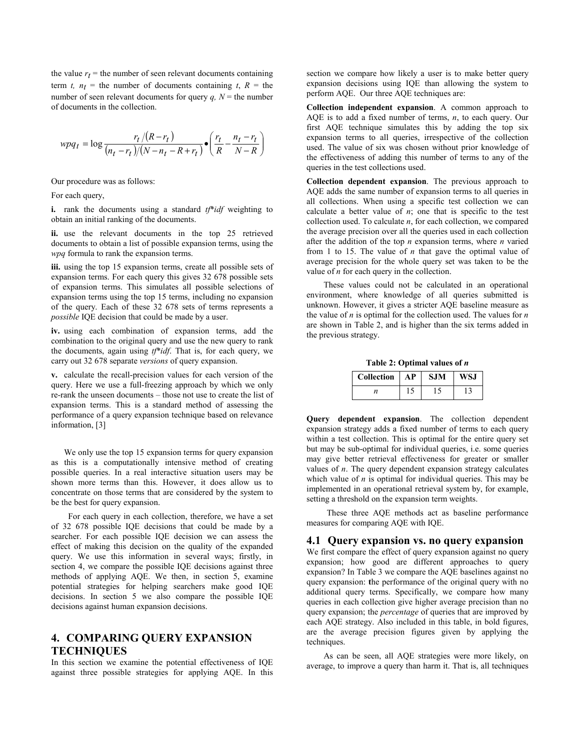the value $r_t$ = the number of seen relevant documents containing term *t*, $n_t$ = the number of documents containing *t*, *R* = the number of seen relevant documents for query *q*, *N* = the number of documents in the collection.

$$wpq_t = \log \frac{r_t/(R - r_t)}{(n_t - r_t)/(N - n_t - R + r_t)} \bullet \left( \frac{r_t}{R} - \frac{n_t - r_t}{N - R} \right)$$

Our procedure was as follows:

For each query,

**i.** rank the documents using a standard *tf*\**idf* weighting to obtain an initial ranking of the documents.

**ii.** use the relevant documents in the top 25 retrieved documents to obtain a list of possible expansion terms, using the *wpq* formula to rank the expansion terms.

**iii.** using the top 15 expansion terms, create all possible sets of expansion terms. For each query this gives 32 678 possible sets of expansion terms. This simulates all possible selections of expansion terms using the top 15 terms, including no expansion of the query. Each of these 32 678 sets of terms represents a *possible* IQE decision that could be made by a user.

**iv.** using each combination of expansion terms, add the combination to the original query and use the new query to rank the documents, again using *tf*\**idf*. That is, for each query, we carry out 32 678 separate *versions* of query expansion.

**v.** calculate the recall-precision values for each version of the query. Here we use a full-freezing approach by which we only re-rank the unseen documents – those not use to create the list of expansion terms. This is a standard method of assessing the performance of a query expansion technique based on relevance information, [3]

We only use the top 15 expansion terms for query expansion as this is a computationally intensive method of creating possible queries. In a real interactive situation users may be shown more terms than this. However, it does allow us to concentrate on those terms that are considered by the system to be the best for query expansion.

For each query in each collection, therefore, we have a set of 32 678 possible IQE decisions that could be made by a searcher. For each possible IQE decision we can assess the effect of making this decision on the quality of the expanded query. We use this information in several ways; firstly, in section 4, we compare the possible IQE decisions against three methods of applying AQE. We then, in section 5, examine potential strategies for helping searchers make good IQE decisions. In section 5 we also compare the possible IQE decisions against human expansion decisions.

## 4. COMPARING QUERY EXPANSION TECHNIQUES

In this section we examine the potential effectiveness of IQE against three possible strategies for applying AQE. In this section we compare how likely a user is to make better query expansion decisions using IQE than allowing the system to perform AQE. Our three AQE techniques are:

**Collection independent expansion**. A common approach to AQE is to add a fixed number of terms, *n*, to each query. Our first AQE technique simulates this by adding the top six expansion terms to all queries, irrespective of the collection used. The value of six was chosen without prior knowledge of the effectiveness of adding this number of terms to any of the queries in the test collections used.

**Collection dependent expansion**. The previous approach to AQE adds the same number of expansion terms to all queries in all collections. When using a specific test collection we can calculate a better value of *n*; one that is specific to the test collection used. To calculate *n*, for each collection, we compared the average precision over all the queries used in each collection after the addition of the top *n* expansion terms, where *n* varied from 1 to 15. The value of *n* that gave the optimal value of average precision for the whole query set was taken to be the value of *n* for each query in the collection.

These values could not be calculated in an operational environment, where knowledge of all queries submitted is unknown. However, it gives a stricter AQE baseline measure as the value of *n* is optimal for the collection used. The values for *n* are shown in Table 2, and is higher than the six terms added in the previous strategy.

**Table 2: Optimal values of *n***

| Collection | AP | SJM | WSJ |
|---|---|---|---|
| *n* | 15 | 15 | 13 |

**Query dependent expansion**. The collection dependent expansion strategy adds a fixed number of terms to each query within a test collection. This is optimal for the entire query set but may be sub-optimal for individual queries, i.e. some queries may give better retrieval effectiveness for greater or smaller values of *n*. The query dependent expansion strategy calculates which value of *n* is optimal for individual queries. This may be implemented in an operational retrieval system by, for example, setting a threshold on the expansion term weights.

These three AQE methods act as baseline performance measures for comparing AQE with IQE.

### 4.1 Query expansion vs. no query expansion

We first compare the effect of query expansion against no query expansion; how good are different approaches to query expansion? In Table 3 we compare the AQE baselines against no query expansion: the performance of the original query with no additional query terms. Specifically, we compare how many queries in each collection give higher average precision than no query expansion; the *percentage* of queries that are improved by each AQE strategy. Also included in this table, in bold figures, are the average precision figures given by applying the techniques.

As can be seen, all AQE strategies were more likely, on average, to improve a query than harm it. That is, all techniques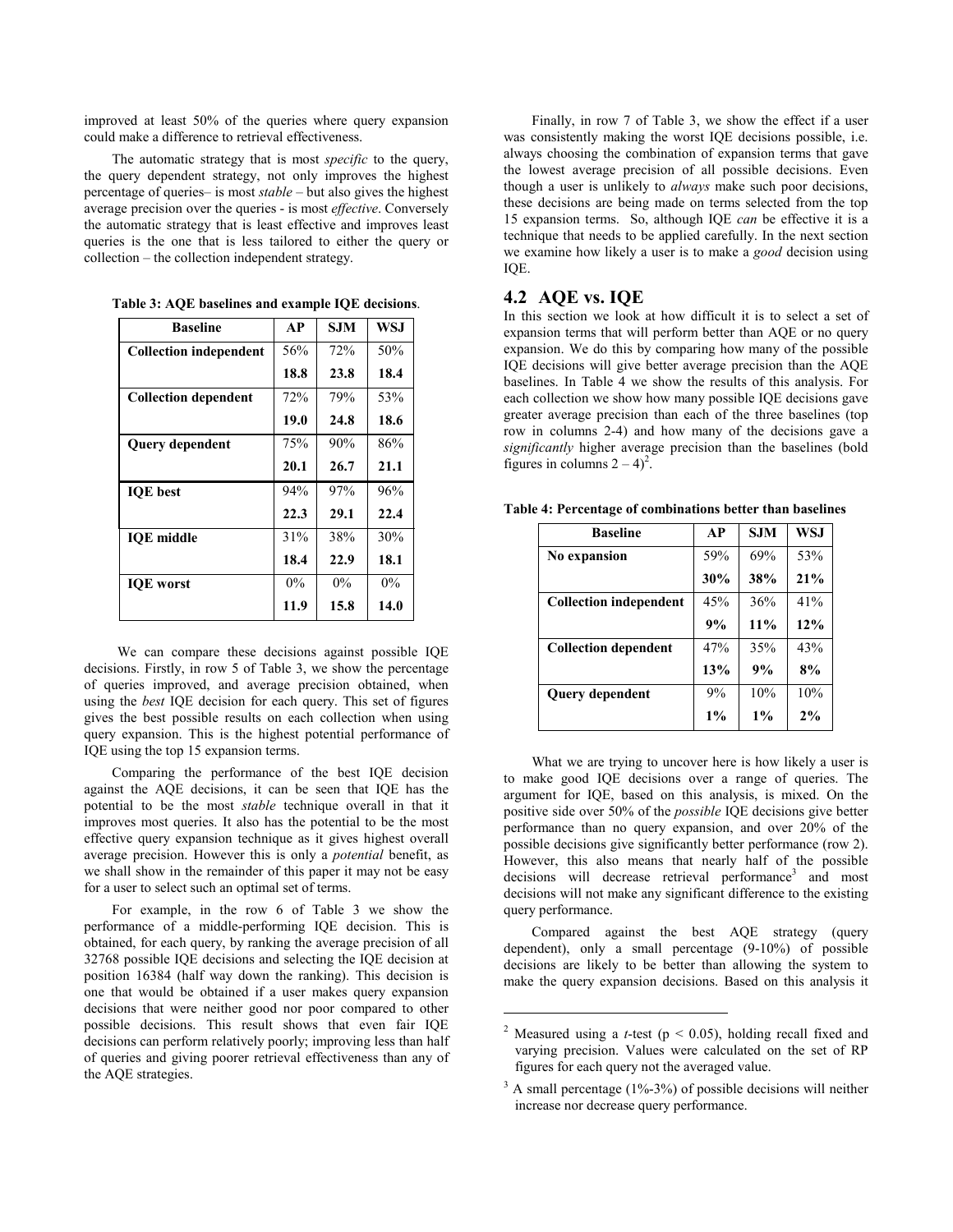improved at least 50% of the queries where query expansion could make a difference to retrieval effectiveness.

The automatic strategy that is most *specific* to the query, the query dependent strategy, not only improves the highest percentage of queries– is most *stable* – but also gives the highest average precision over the queries - is most *effective*. Conversely the automatic strategy that is least effective and improves least queries is the one that is less tailored to either the query or collection – the collection independent strategy.

**Table 3: AQE baselines and example IQE decisions**.

| Baseline | AP | SJM | WSJ |
|---|---|---|---|
| **Collection independent** | 56% | 72% | 50% |
| | **18.8** | **23.8** | **18.4** |
| **Collection dependent** | 72% | 79% | 53% |
| | **19.0** | **24.8** | **18.6** |
| **Query dependent** | 75% | 90% | 86% |
| | **20.1** | **26.7** | **21.1** |
| **IQE best** | 94% | 97% | 96% |
| | **22.3** | **29.1** | **22.4** |
| **IQE middle** | 31% | 38% | 30% |
| | **18.4** | **22.9** | **18.1** |
| **IQE worst** | 0% | 0% | 0% |
| | **11.9** | **15.8** | **14.0** |

We can compare these decisions against possible IQE decisions. Firstly, in row 5 of Table 3, we show the percentage of queries improved, and average precision obtained, when using the *best* IQE decision for each query. This set of figures gives the best possible results on each collection when using query expansion. This is the highest potential performance of IQE using the top 15 expansion terms.

Comparing the performance of the best IQE decision against the AQE decisions, it can be seen that IQE has the potential to be the most *stable* technique overall in that it improves most queries. It also has the potential to be the most effective query expansion technique as it gives highest overall average precision. However this is only a *potential* benefit, as we shall show in the remainder of this paper it may not be easy for a user to select such an optimal set of terms.

For example, in the row 6 of Table 3 we show the performance of a middle-performing IQE decision. This is obtained, for each query, by ranking the average precision of all 32768 possible IQE decisions and selecting the IQE decision at position 16384 (half way down the ranking). This decision is one that would be obtained if a user makes query expansion decisions that were neither good nor poor compared to other possible decisions. This result shows that even fair IQE decisions can perform relatively poorly; improving less than half of queries and giving poorer retrieval effectiveness than any of the AQE strategies.

Finally, in row 7 of Table 3, we show the effect if a user was consistently making the worst IQE decisions possible, i.e. always choosing the combination of expansion terms that gave the lowest average precision of all possible decisions. Even though a user is unlikely to *always* make such poor decisions, these decisions are being made on terms selected from the top 15 expansion terms. So, although IQE *can* be effective it is a technique that needs to be applied carefully. In the next section we examine how likely a user is to make a *good* decision using IQE.

## 4.2 AQE vs. IQE

In this section we look at how difficult it is to select a set of expansion terms that will perform better than AQE or no query expansion. We do this by comparing how many of the possible IQE decisions will give better average precision than the AQE baselines. In Table 4 we show the results of this analysis. For each collection we show how many possible IQE decisions gave greater average precision than each of the three baselines (top row in columns 2-4) and how many of the decisions gave a *significantly* higher average precision than the baselines (bold figures in columns 2 – 4)[2].

**Table 4: Percentage of combinations better than baselines**

| Baseline | AP | SJM | WSJ |
|---|---|---|---|
| **No expansion** | 59% | 69% | 53% |
| | **30%** | **38%** | **21%** |
| **Collection independent** | 45% | 36% | 41% |
| | **9%** | **11%** | **12%** |
| **Collection dependent** | 47% | 35% | 43% |
| | **13%** | **9%** | **8%** |
| **Query dependent** | 9% | 10% | 10% |
| | **1%** | **1%** | **2%** |

What we are trying to uncover here is how likely a user is to make good IQE decisions over a range of queries. The argument for IQE, based on this analysis, is mixed. On the positive side over 50% of the *possible* IQE decisions give better performance than no query expansion, and over 20% of the possible decisions give significantly better performance (row 2). However, this also means that nearly half of the possible decisions will decrease retrieval performance[3] and most decisions will not make any significant difference to the existing query performance.

Compared against the best AQE strategy (query dependent), only a small percentage (9-10%) of possible decisions are likely to be better than allowing the system to make the query expansion decisions. Based on this analysis it

[2] Measured using a *t*-test ($p < 0.05$), holding recall fixed and varying precision. Values were calculated on the set of RP figures for each query not the averaged value.

[3] A small percentage (1%-3%) of possible decisions will neither increase nor decrease query performance.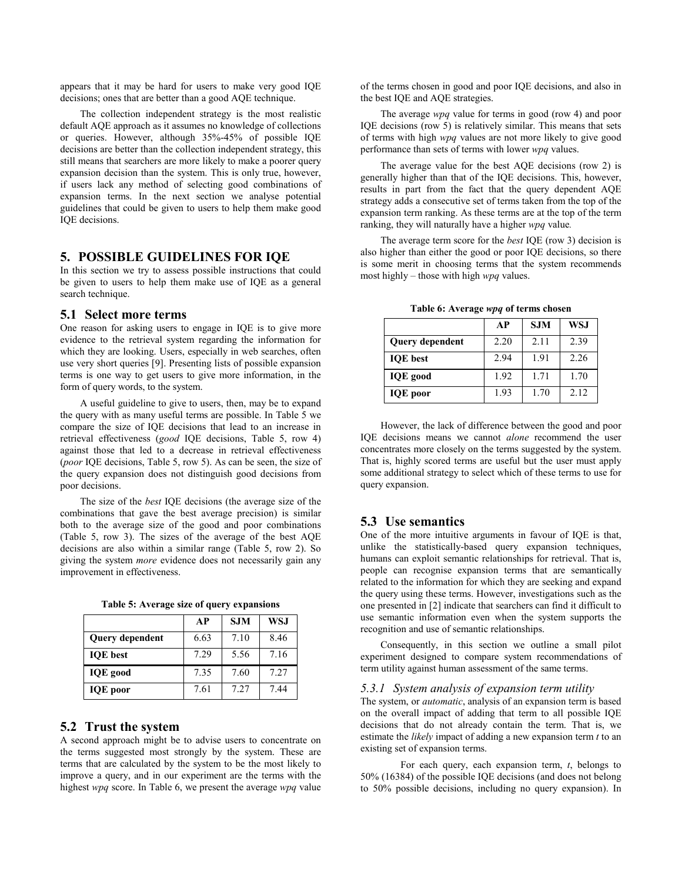appears that it may be hard for users to make very good IQE decisions; ones that are better than a good AQE technique.

The collection independent strategy is the most realistic default AQE approach as it assumes no knowledge of collections or queries. However, although 35%-45% of possible IQE decisions are better than the collection independent strategy, this still means that searchers are more likely to make a poorer query expansion decision than the system. This is only true, however, if users lack any method of selecting good combinations of expansion terms. In the next section we analyse potential guidelines that could be given to users to help them make good IQE decisions.

## 5. POSSIBLE GUIDELINES FOR IQE

In this section we try to assess possible instructions that could be given to users to help them make use of IQE as a general search technique.

### 5.1 Select more terms

One reason for asking users to engage in IQE is to give more evidence to the retrieval system regarding the information for which they are looking. Users, especially in web searches, often use very short queries [9]. Presenting lists of possible expansion terms is one way to get users to give more information, in the form of query words, to the system.

A useful guideline to give to users, then, may be to expand the query with as many useful terms are possible. In Table 5 we compare the size of IQE decisions that lead to an increase in retrieval effectiveness (*good* IQE decisions, Table 5, row 4) against those that led to a decrease in retrieval effectiveness (*poor* IQE decisions, Table 5, row 5). As can be seen, the size of the query expansion does not distinguish good decisions from poor decisions.

The size of the *best* IQE decisions (the average size of the combinations that gave the best average precision) is similar both to the average size of the good and poor combinations (Table 5, row 3). The sizes of the average of the best AQE decisions are also within a similar range (Table 5, row 2). So giving the system *more* evidence does not necessarily gain any improvement in effectiveness.

**Table 5: Average size of query expansions**

| | AP | SJM | WSJ |
|---|---|---|---|
| **Query dependent** | 6.63 | 7.10 | 8.46 |
| **IQE best** | 7.29 | 5.56 | 7.16 |
| **IQE good** | 7.35 | 7.60 | 7.27 |
| **IQE poor** | 7.61 | 7.27 | 7.44 |

### 5.2 Trust the system

A second approach might be to advise users to concentrate on the terms suggested most strongly by the system. These are terms that are calculated by the system to be the most likely to improve a query, and in our experiment are the terms with the highest *wpq* score. In Table 6, we present the average *wpq* value of the terms chosen in good and poor IQE decisions, and also in the best IQE and AQE strategies.

The average *wpq* value for terms in good (row 4) and poor IQE decisions (row 5) is relatively similar. This means that sets of terms with high *wpq* values are not more likely to give good performance than sets of terms with lower *wpq* values.

The average value for the best AQE decisions (row 2) is generally higher than that of the IQE decisions. This, however, results in part from the fact that the query dependent AQE strategy adds a consecutive set of terms taken from the top of the expansion term ranking. As these terms are at the top of the term ranking, they will naturally have a higher *wpq* value.

The average term score for the *best* IQE (row 3) decision is also higher than either the good or poor IQE decisions, so there is some merit in choosing terms that the system recommends most highly – those with high *wpq* values.

**Table 6: Average *wpq* of terms chosen**

| | AP | SJM | WSJ |
|---|---|---|---|
| **Query dependent** | 2.20 | 2.11 | 2.39 |
| **IQE best** | 2.94 | 1.91 | 2.26 |
| **IQE good** | 1.92 | 1.71 | 1.70 |
| **IQE poor** | 1.93 | 1.70 | 2.12 |

However, the lack of difference between the good and poor IQE decisions means we cannot *alone* recommend the user concentrates more closely on the terms suggested by the system. That is, highly scored terms are useful but the user must apply some additional strategy to select which of these terms to use for query expansion.

### 5.3 Use semantics

One of the more intuitive arguments in favour of IQE is that, unlike the statistically-based query expansion techniques, humans can exploit semantic relationships for retrieval. That is, people can recognise expansion terms that are semantically related to the information for which they are seeking and expand the query using these terms. However, investigations such as the one presented in [2] indicate that searchers can find it difficult to use semantic information even when the system supports the recognition and use of semantic relationships.

Consequently, in this section we outline a small pilot experiment designed to compare system recommendations of term utility against human assessment of the same terms.

#### *5.3.1 System analysis of expansion term utility*

The system, or *automatic*, analysis of an expansion term is based on the overall impact of adding that term to all possible IQE decisions that do not already contain the term. That is, we estimate the *likely* impact of adding a new expansion term *t* to an existing set of expansion terms.

For each query, each expansion term, *t*, belongs to 50% (16384) of the possible IQE decisions (and does not belong to 50% possible decisions, including no query expansion). In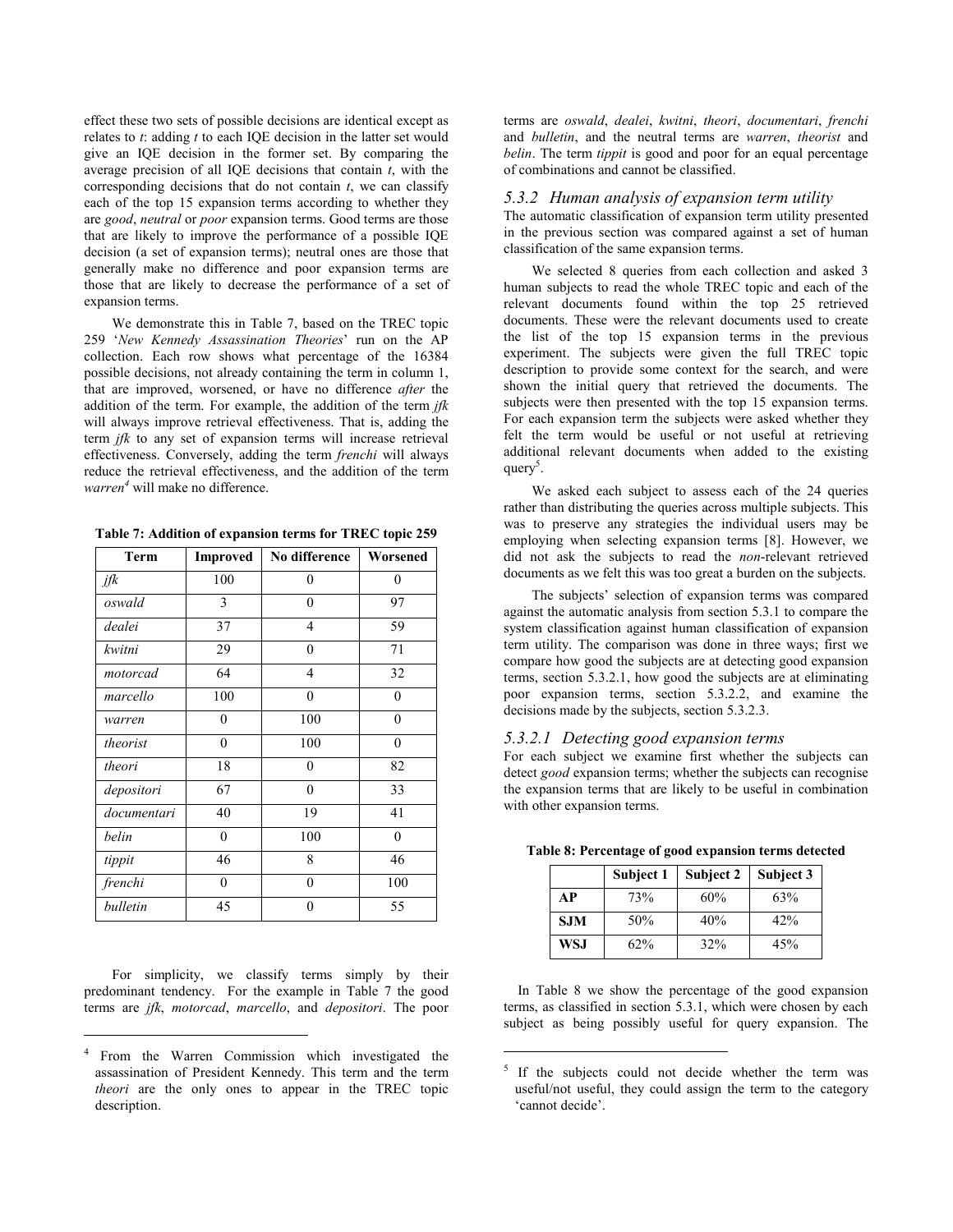effect these two sets of possible decisions are identical except as relates to *t*: adding *t* to each IQE decision in the latter set would give an IQE decision in the former set. By comparing the average precision of all IQE decisions that contain *t*, with the corresponding decisions that do not contain *t*, we can classify each of the top 15 expansion terms according to whether they are *good*, *neutral* or *poor* expansion terms. Good terms are those that are likely to improve the performance of a possible IQE decision (a set of expansion terms); neutral ones are those that generally make no difference and poor expansion terms are those that are likely to decrease the performance of a set of expansion terms.

We demonstrate this in Table 7, based on the TREC topic 259 '*New Kennedy Assassination Theories*' run on the AP collection. Each row shows what percentage of the 16384 possible decisions, not already containing the term in column 1, that are improved, worsened, or have no difference *after* the addition of the term. For example, the addition of the term *jfk* will always improve retrieval effectiveness. That is, adding the term *jfk* to any set of expansion terms will increase retrieval effectiveness. Conversely, adding the term *frenchi* will always reduce the retrieval effectiveness, and the addition of the term *warren*[4] will make no difference.

**Table 7: Addition of expansion terms for TREC topic 259**

| Term | Improved | No difference | Worsened |
|---|---|---|---|
| *jfk* | 100 | 0 | 0 |
| *oswald* | 3 | 0 | 97 |
| *dealei* | 37 | 4 | 59 |
| *kwitni* | 29 | 0 | 71 |
| *motorcad* | 64 | 4 | 32 |
| *marcello* | 100 | 0 | 0 |
| *warren* | 0 | 100 | 0 |
| *theorist* | 0 | 100 | 0 |
| *theori* | 18 | 0 | 82 |
| *depositori* | 67 | 0 | 33 |
| *documentari* | 40 | 19 | 41 |
| *belin* | 0 | 100 | 0 |
| *tippit* | 46 | 8 | 46 |
| *frenchi* | 0 | 0 | 100 |
| *bulletin* | 45 | 0 | 55 |

For simplicity, we classify terms simply by their predominant tendency. For the example in Table 7 the good terms are *jfk*, *motorcad*, *marcello*, and *depositori*. The poor terms are *oswald*, *dealei*, *kwitni*, *theori*, *documentari*, *frenchi* and *bulletin*, and the neutral terms are *warren*, *theorist* and *belin*. The term *tippit* is good and poor for an equal percentage of combinations and cannot be classified.

### 5.3.2 Human analysis of expansion term utility

The automatic classification of expansion term utility presented in the previous section was compared against a set of human classification of the same expansion terms.

We selected 8 queries from each collection and asked 3 human subjects to read the whole TREC topic and each of the relevant documents found within the top 25 retrieved documents. These were the relevant documents used to create the list of the top 15 expansion terms in the previous experiment. The subjects were given the full TREC topic description to provide some context for the search, and were shown the initial query that retrieved the documents. The subjects were then presented with the top 15 expansion terms. For each expansion term the subjects were asked whether they felt the term would be useful or not useful at retrieving additional relevant documents when added to the existing query[5].

We asked each subject to assess each of the 24 queries rather than distributing the queries across multiple subjects. This was to preserve any strategies the individual users may be employing when selecting expansion terms [8]. However, we did not ask the subjects to read the *non*-relevant retrieved documents as we felt this was too great a burden on the subjects.

The subjects' selection of expansion terms was compared against the automatic analysis from section 5.3.1 to compare the system classification against human classification of expansion term utility. The comparison was done in three ways; first we compare how good the subjects are at detecting good expansion terms, section 5.3.2.1, how good the subjects are at eliminating poor expansion terms, section 5.3.2.2, and examine the decisions made by the subjects, section 5.3.2.3.

#### 5.3.2.1 Detecting good expansion terms

For each subject we examine first whether the subjects can detect *good* expansion terms; whether the subjects can recognise the expansion terms that are likely to be useful in combination with other expansion terms.

**Table 8: Percentage of good expansion terms detected**

| | Subject 1 | Subject 2 | Subject 3 |
|---|---|---|---|
| **AP** | 73% | 60% | 63% |
| **SJM** | 50% | 40% | 42% |
| **WSJ** | 62% | 32% | 45% |

In Table 8 we show the percentage of the good expansion terms, as classified in section 5.3.1, which were chosen by each subject as being possibly useful for query expansion. The

---

[4] From the Warren Commission which investigated the assassination of President Kennedy. This term and the term *theori* are the only ones to appear in the TREC topic description.

[5] If the subjects could not decide whether the term was useful/not useful, they could assign the term to the category 'cannot decide'.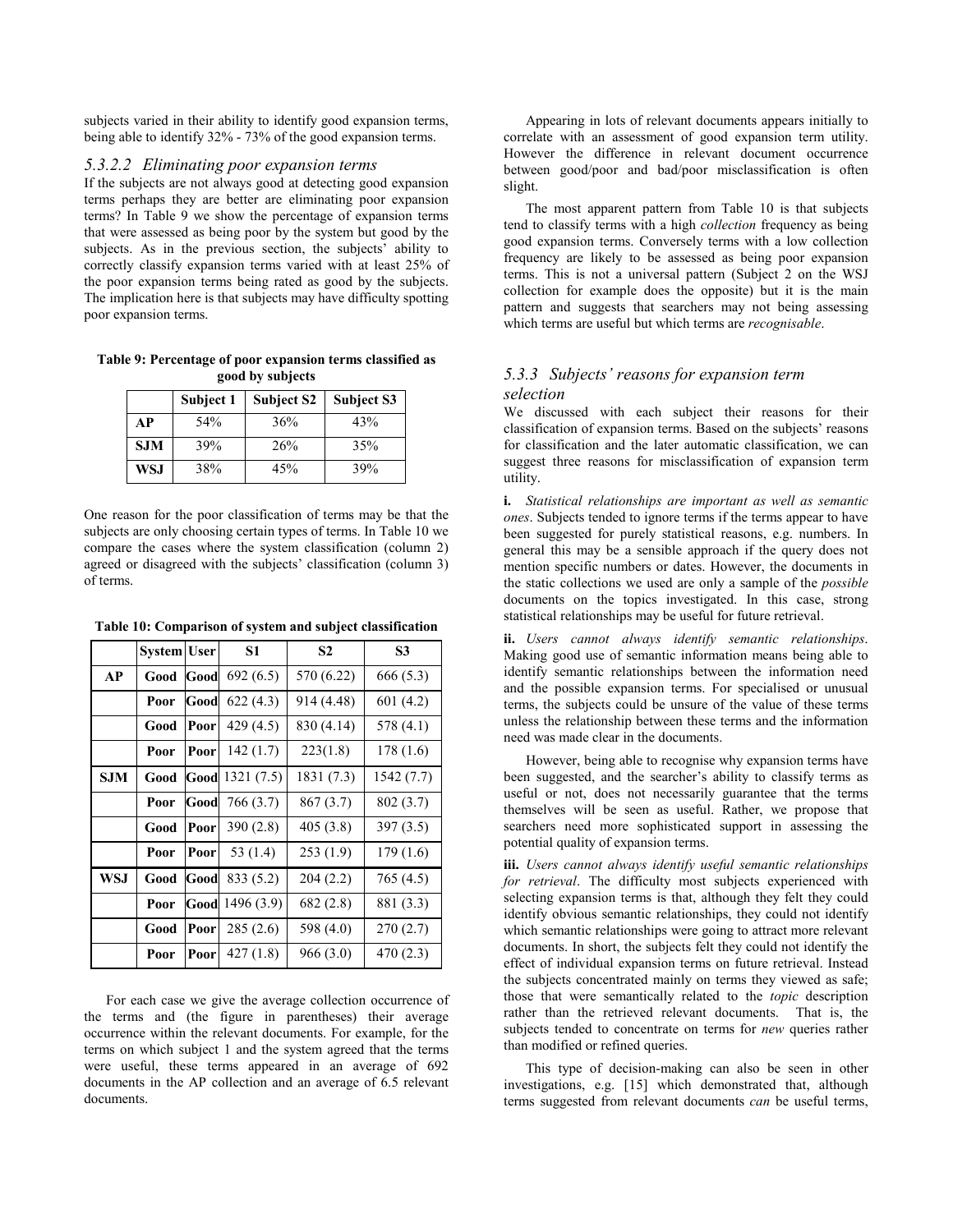subjects varied in their ability to identify good expansion terms, being able to identify 32% - 73% of the good expansion terms.

#### *5.3.2.2 Eliminating poor expansion terms*

If the subjects are not always good at detecting good expansion terms perhaps they are better are eliminating poor expansion terms? In Table 9 we show the percentage of expansion terms that were assessed as being poor by the system but good by the subjects. As in the previous section, the subjects' ability to correctly classify expansion terms varied with at least 25% of the poor expansion terms being rated as good by the subjects. The implication here is that subjects may have difficulty spotting poor expansion terms.

**Table 9: Percentage of poor expansion terms classified as good by subjects**

| | Subject 1 | Subject S2 | Subject S3 |
|---|---|---|---|
| **AP** | 54% | 36% | 43% |
| **SJM** | 39% | 26% | 35% |
| **WSJ** | 38% | 45% | 39% |

One reason for the poor classification of terms may be that the subjects are only choosing certain types of terms. In Table 10 we compare the cases where the system classification (column 2) agreed or disagreed with the subjects' classification (column 3) of terms.

**Table 10: Comparison of system and subject classification**

| | System | User | S1 | S2 | S3 |
|---|---|---|---|---|---|
| **AP** | **Good** | **Good** | 692 (6.5) | 570 (6.22) | 666 (5.3) |
| | **Poor** | **Good** | 622 (4.3) | 914 (4.48) | 601 (4.2) |
| | **Good** | **Poor** | 429 (4.5) | 830 (4.14) | 578 (4.1) |
| | **Poor** | **Poor** | 142 (1.7) | 223(1.8) | 178 (1.6) |
| **SJM** | **Good** | **Good** | 1321 (7.5) | 1831 (7.3) | 1542 (7.7) |
| | **Poor** | **Good** | 766 (3.7) | 867 (3.7) | 802 (3.7) |
| | **Good** | **Poor** | 390 (2.8) | 405 (3.8) | 397 (3.5) |
| | **Poor** | **Poor** | 53 (1.4) | 253 (1.9) | 179 (1.6) |
| **WSJ** | **Good** | **Good** | 833 (5.2) | 204 (2.2) | 765 (4.5) |
| | **Poor** | **Good** | 1496 (3.9) | 682 (2.8) | 881 (3.3) |
| | **Good** | **Poor** | 285 (2.6) | 598 (4.0) | 270 (2.7) |
| | **Poor** | **Poor** | 427 (1.8) | 966 (3.0) | 470 (2.3) |

For each case we give the average collection occurrence of the terms and (the figure in parentheses) their average occurrence within the relevant documents. For example, for the terms on which subject 1 and the system agreed that the terms were useful, these terms appeared in an average of 692 documents in the AP collection and an average of 6.5 relevant documents.

Appearing in lots of relevant documents appears initially to correlate with an assessment of good expansion term utility. However the difference in relevant document occurrence between good/poor and bad/poor misclassification is often slight.

The most apparent pattern from Table 10 is that subjects tend to classify terms with a high *collection* frequency as being good expansion terms. Conversely terms with a low collection frequency are likely to be assessed as being poor expansion terms. This is not a universal pattern (Subject 2 on the WSJ collection for example does the opposite) but it is the main pattern and suggests that searchers may not being assessing which terms are useful but which terms are *recognisable*.

### *5.3.3 Subjects' reasons for expansion term selection*

We discussed with each subject their reasons for their classification of expansion terms. Based on the subjects' reasons for classification and the later automatic classification, we can suggest three reasons for misclassification of expansion term utility.

**i.** *Statistical relationships are important as well as semantic ones*. Subjects tended to ignore terms if the terms appear to have been suggested for purely statistical reasons, e.g. numbers. In general this may be a sensible approach if the query does not mention specific numbers or dates. However, the documents in the static collections we used are only a sample of the *possible* documents on the topics investigated. In this case, strong statistical relationships may be useful for future retrieval.

**ii.** *Users cannot always identify semantic relationships*. Making good use of semantic information means being able to identify semantic relationships between the information need and the possible expansion terms. For specialised or unusual terms, the subjects could be unsure of the value of these terms unless the relationship between these terms and the information need was made clear in the documents.

However, being able to recognise why expansion terms have been suggested, and the searcher's ability to classify terms as useful or not, does not necessarily guarantee that the terms themselves will be seen as useful. Rather, we propose that searchers need more sophisticated support in assessing the potential quality of expansion terms.

**iii.** *Users cannot always identify useful semantic relationships for retrieval*. The difficulty most subjects experienced with selecting expansion terms is that, although they felt they could identify obvious semantic relationships, they could not identify which semantic relationships were going to attract more relevant documents. In short, the subjects felt they could not identify the effect of individual expansion terms on future retrieval. Instead the subjects concentrated mainly on terms they viewed as safe; those that were semantically related to the *topic* description rather than the retrieved relevant documents. That is, the subjects tended to concentrate on terms for *new* queries rather than modified or refined queries.

This type of decision-making can also be seen in other investigations, e.g. [15] which demonstrated that, although terms suggested from relevant documents *can* be useful terms,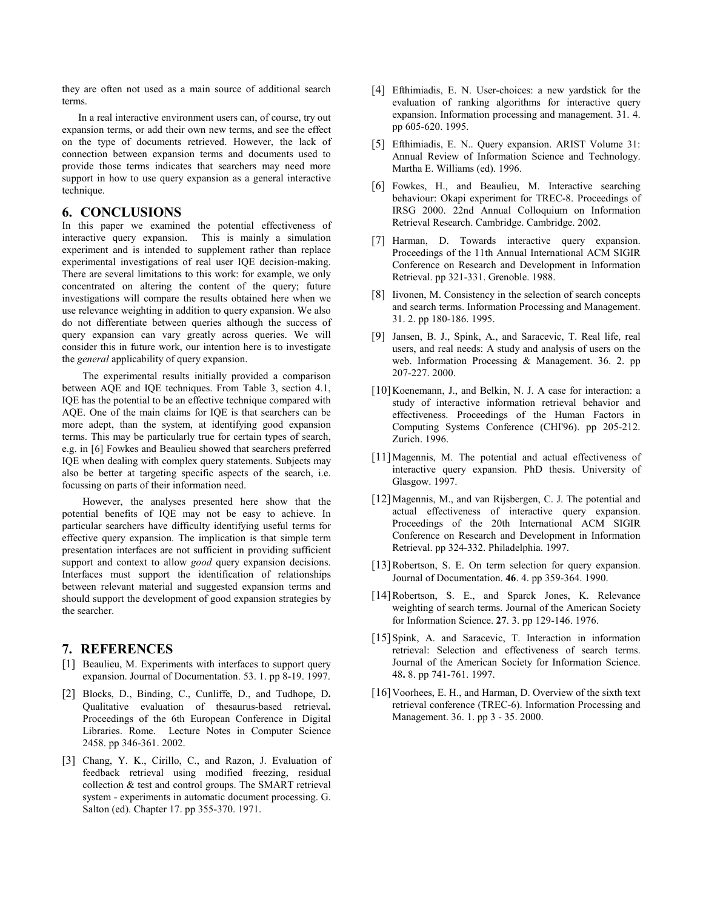they are often not used as a main source of additional search terms.

In a real interactive environment users can, of course, try out expansion terms, or add their own new terms, and see the effect on the type of documents retrieved. However, the lack of connection between expansion terms and documents used to provide those terms indicates that searchers may need more support in how to use query expansion as a general interactive technique.

## 6. CONCLUSIONS

In this paper we examined the potential effectiveness of interactive query expansion. This is mainly a simulation experiment and is intended to supplement rather than replace experimental investigations of real user IQE decision-making. There are several limitations to this work: for example, we only concentrated on altering the content of the query; future investigations will compare the results obtained here when we use relevance weighting in addition to query expansion. We also do not differentiate between queries although the success of query expansion can vary greatly across queries. We will consider this in future work, our intention here is to investigate the *general* applicability of query expansion.

The experimental results initially provided a comparison between AQE and IQE techniques. From Table 3, section 4.1, IQE has the potential to be an effective technique compared with AQE. One of the main claims for IQE is that searchers can be more adept, than the system, at identifying good expansion terms. This may be particularly true for certain types of search, e.g. in [6] Fowkes and Beaulieu showed that searchers preferred IQE when dealing with complex query statements. Subjects may also be better at targeting specific aspects of the search, i.e. focussing on parts of their information need.

However, the analyses presented here show that the potential benefits of IQE may not be easy to achieve. In particular searchers have difficulty identifying useful terms for effective query expansion. The implication is that simple term presentation interfaces are not sufficient in providing sufficient support and context to allow *good* query expansion decisions. Interfaces must support the identification of relationships between relevant material and suggested expansion terms and should support the development of good expansion strategies by the searcher.

## 7. REFERENCES

[1] Beaulieu, M. Experiments with interfaces to support query expansion. Journal of Documentation. 53. 1. pp 8-19. 1997.

[2] Blocks, D., Binding, C., Cunliffe, D., and Tudhope, D**.** Qualitative evaluation of thesaurus-based retrieval**.** Proceedings of the 6th European Conference in Digital Libraries. Rome. Lecture Notes in Computer Science 2458. pp 346-361. 2002.

[3] Chang, Y. K., Cirillo, C., and Razon, J. Evaluation of feedback retrieval using modified freezing, residual collection & test and control groups. The SMART retrieval system - experiments in automatic document processing. G. Salton (ed). Chapter 17. pp 355-370. 1971.

[4] Efthimiadis, E. N. User-choices: a new yardstick for the evaluation of ranking algorithms for interactive query expansion. Information processing and management. 31. 4. pp 605-620. 1995.

[5] Efthimiadis, E. N.. Query expansion. ARIST Volume 31: Annual Review of Information Science and Technology. Martha E. Williams (ed). 1996.

[6] Fowkes, H., and Beaulieu, M. Interactive searching behaviour: Okapi experiment for TREC-8. Proceedings of IRSG 2000. 22nd Annual Colloquium on Information Retrieval Research. Cambridge. Cambridge. 2002.

[7] Harman, D. Towards interactive query expansion. Proceedings of the 11th Annual International ACM SIGIR Conference on Research and Development in Information Retrieval. pp 321-331. Grenoble. 1988.

[8] Iivonen, M. Consistency in the selection of search concepts and search terms. Information Processing and Management. 31. 2. pp 180-186. 1995.

[9] Jansen, B. J., Spink, A., and Saracevic, T. Real life, real users, and real needs: A study and analysis of users on the web. Information Processing & Management. 36. 2. pp 207-227. 2000.

[10] Koenemann, J., and Belkin, N. J. A case for interaction: a study of interactive information retrieval behavior and effectiveness. Proceedings of the Human Factors in Computing Systems Conference (CHI'96). pp 205-212. Zurich. 1996.

[11] Magennis, M. The potential and actual effectiveness of interactive query expansion. PhD thesis. University of Glasgow. 1997.

[12] Magennis, M., and van Rijsbergen, C. J. The potential and actual effectiveness of interactive query expansion. Proceedings of the 20th International ACM SIGIR Conference on Research and Development in Information Retrieval. pp 324-332. Philadelphia. 1997.

[13] Robertson, S. E. On term selection for query expansion. Journal of Documentation. **46**. 4. pp 359-364. 1990.

[14] Robertson, S. E., and Sparck Jones, K. Relevance weighting of search terms. Journal of the American Society for Information Science. **27**. 3. pp 129-146. 1976.

[15] Spink, A. and Saracevic, T. Interaction in information retrieval: Selection and effectiveness of search terms. Journal of the American Society for Information Science. 48**.** 8. pp 741-761. 1997.

[16] Voorhees, E. H., and Harman, D. Overview of the sixth text retrieval conference (TREC-6). Information Processing and Management. 36. 1. pp 3 - 35. 2000.